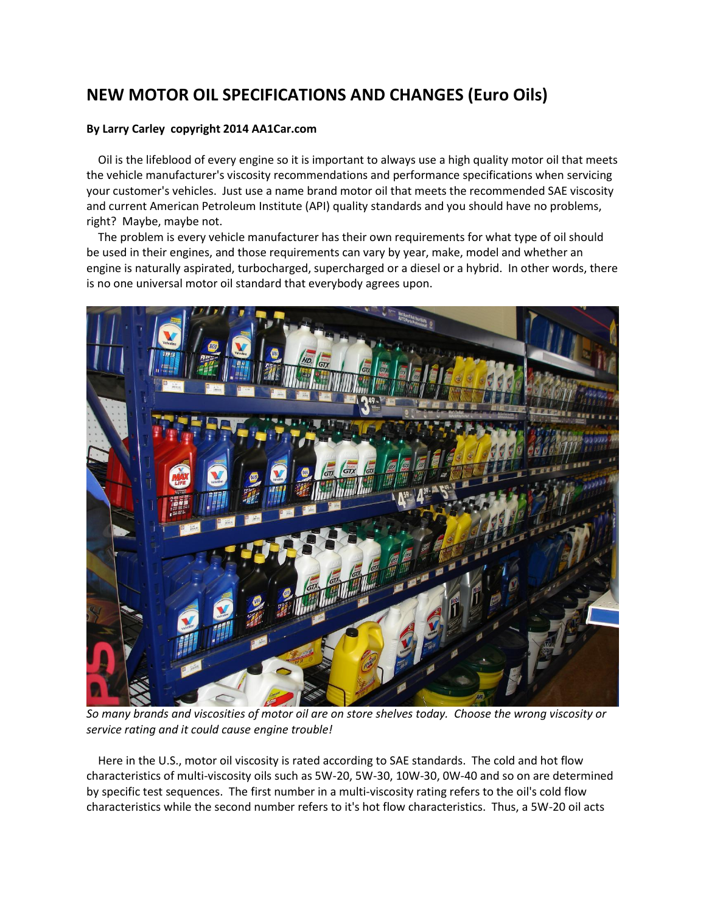# NEW MOTOR OIL SPECIFICATIONS AND CHANGES (Euro Oils)

**By Larry Carley copyright 2014 AA1Car.com**

Oil is the lifeblood of every engine so it is important to always use a high quality motor oil that meets the vehicle manufacturer's viscosity recommendations and performance specifications when servicing your customer's vehicles. Just use a name brand motor oil that meets the recommended SAE viscosity and current American Petroleum Institute (API) quality standards and you should have no problems, right? Maybe, maybe not.

The problem is every vehicle manufacturer has their own requirements for what type of oil should be used in their engines, and those requirements can vary by year, make, model and whether an engine is naturally aspirated, turbocharged, supercharged or a diesel or a hybrid. In other words, there is no one universal motor oil standard that everybody agrees upon.

*So many brands and viscosities of motor oil are on store shelves today. Choose the wrong viscosity or service rating and it could cause engine trouble!*

Here in the U.S., motor oil viscosity is rated according to SAE standards. The cold and hot flow characteristics of multi-viscosity oils such as 5W-20, 5W-30, 10W-30, 0W-40 and so on are determined by specific test sequences. The first number in a multi-viscosity rating refers to the oil's cold flow characteristics while the second number refers to it's hot flow characteristics. Thus, a 5W-20 oil acts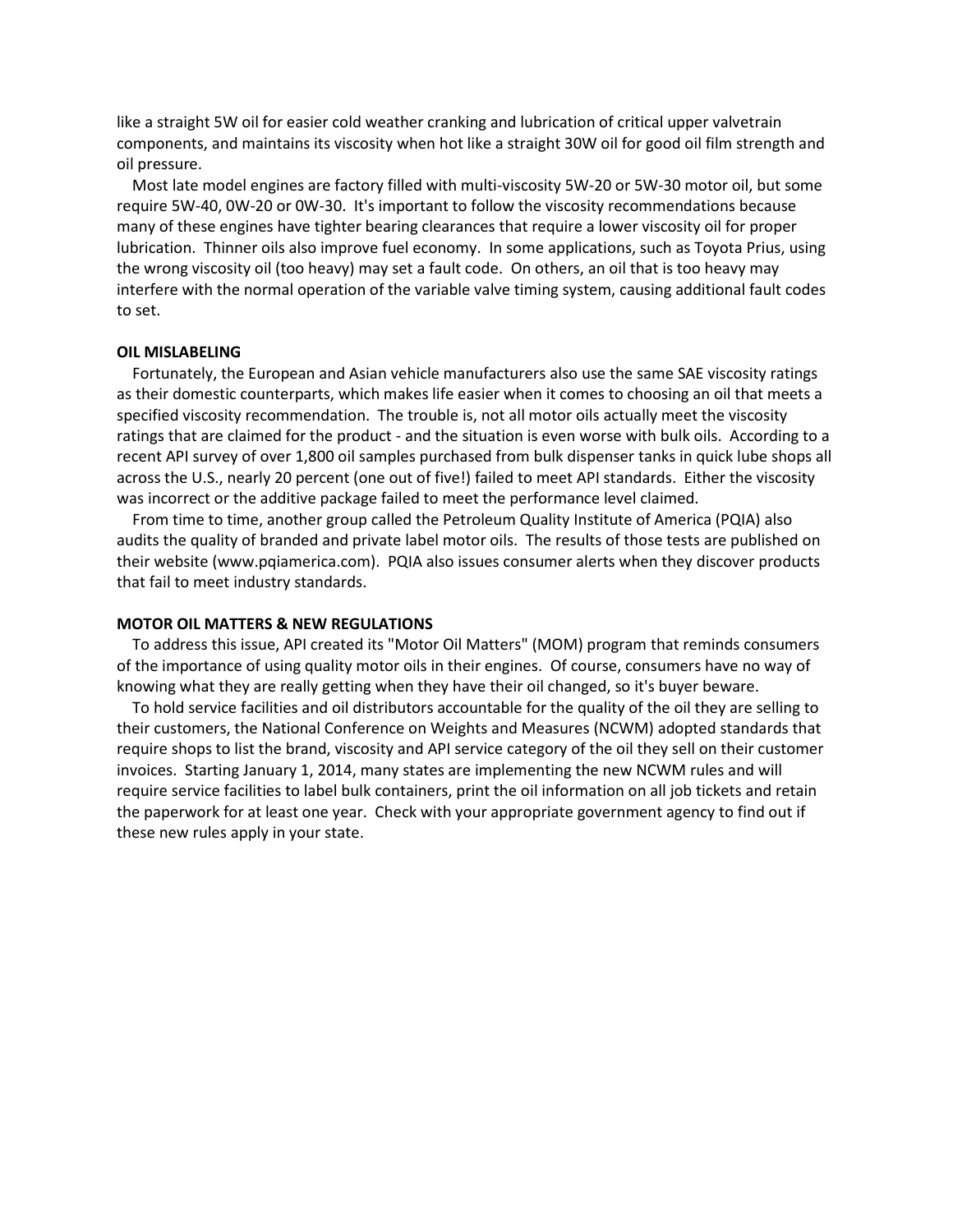like a straight 5W oil for easier cold weather cranking and lubrication of critical upper valvetrain components, and maintains its viscosity when hot like a straight 30W oil for good oil film strength and oil pressure.

Most late model engines are factory filled with multi-viscosity 5W-20 or 5W-30 motor oil, but some require 5W-40, 0W-20 or 0W-30. It's important to follow the viscosity recommendations because many of these engines have tighter bearing clearances that require a lower viscosity oil for proper lubrication. Thinner oils also improve fuel economy. In some applications, such as Toyota Prius, using the wrong viscosity oil (too heavy) may set a fault code. On others, an oil that is too heavy may interfere with the normal operation of the variable valve timing system, causing additional fault codes to set.

**OIL MISLABELING**

Fortunately, the European and Asian vehicle manufacturers also use the same SAE viscosity ratings as their domestic counterparts, which makes life easier when it comes to choosing an oil that meets a specified viscosity recommendation. The trouble is, not all motor oils actually meet the viscosity ratings that are claimed for the product - and the situation is even worse with bulk oils. According to a recent API survey of over 1,800 oil samples purchased from bulk dispenser tanks in quick lube shops all across the U.S., nearly 20 percent (one out of five!) failed to meet API standards. Either the viscosity was incorrect or the additive package failed to meet the performance level claimed.

From time to time, another group called the Petroleum Quality Institute of America (PQIA) also audits the quality of branded and private label motor oils. The results of those tests are published on their website (www.pqiamerica.com). PQIA also issues consumer alerts when they discover products that fail to meet industry standards.

**MOTOR OIL MATTERS & NEW REGULATIONS**

To address this issue, API created its "Motor Oil Matters" (MOM) program that reminds consumers of the importance of using quality motor oils in their engines. Of course, consumers have no way of knowing what they are really getting when they have their oil changed, so it's buyer beware.

To hold service facilities and oil distributors accountable for the quality of the oil they are selling to their customers, the National Conference on Weights and Measures (NCWM) adopted standards that require shops to list the brand, viscosity and API service category of the oil they sell on their customer invoices. Starting January 1, 2014, many states are implementing the new NCWM rules and will require service facilities to label bulk containers, print the oil information on all job tickets and retain the paperwork for at least one year. Check with your appropriate government agency to find out if these new rules apply in your state.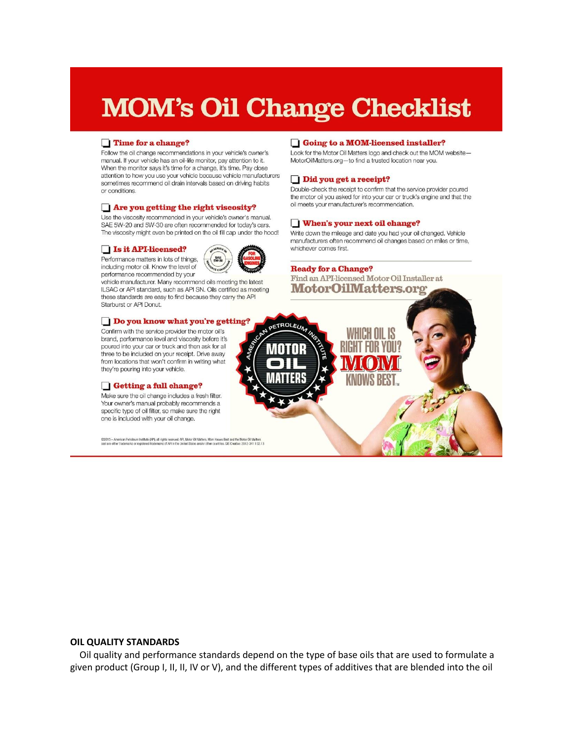# MOM's Oil Change Checklist

## ❑ Time for a change?

Follow the oil change recommendations in your vehicle's owner's manual. If your vehicle has an oil-life monitor, pay attention to it. When the monitor says it's time for a change, it's time. Pay close attention to how you use your vehicle because vehicle manufacturers sometimes recommend oil drain intervals based on driving habits or conditions.

## ❑ Are you getting the right viscosity?

Use the viscosity recommended in your vehicle's owner's manual. SAE 5W-20 and 5W-30 are often recommended for today's cars. The viscosity might even be printed on the oil fill cap under the hood!

## ❑ Is it API-licensed?

Performance matters in lots of things, including motor oil. Know the level of performance recommended by your vehicle manufacturer. Many recommend oils meeting the latest ILSAC or API standard, such as API SN. Oils certified as meeting these standards are easy to find because they carry the API Starburst or API Donut.

## ❑ Do you know what you're getting?

Confirm with the service provider the motor oil's brand, performance level and viscosity before it's poured into your car or truck and then ask for all three to be included on your receipt. Drive away from locations that won't confirm in writing what they're pouring into your vehicle.

## ❑ Getting a full change?

Make sure the oil change includes a fresh filter. Your owner's manual probably recommends a specific type of oil filter, so make sure the right one is included with your oil change.

## ❑ Going to a MOM-licensed installer?

Look for the Motor Oil Matters logo and check out the MOM website—MotorOilMatters.org—to find a trusted location near you.

## ❑ Did you get a receipt?

Double-check the receipt to confirm that the service provider poured the motor oil you asked for into your car or truck's engine and that the oil meets your manufacturer's recommendation.

## ❑ When's your next oil change?

Write down the mileage and date you had your oil changed. Vehicle manufacturers often recommend oil changes based on miles or time, whichever comes first.

**Ready for a Change?**
Find an API-licensed Motor Oil Installer at
**MotorOilMatters.org**

AMERICAN PETROLEUM INSTITUTE MOTOR OIL MATTERS

WHICH OIL IS RIGHT FOR YOU? MOM KNOWS BEST™

©2013 – American Petroleum Institute (API), all rights reserved. API, Motor Oil Matters, Mom Knows Best and the Motor Oil Matters seal are either trademarks or registered trademarks of API in the United States and/or other countries. GIS Creative: 2012-341 | 02.13

**OIL QUALITY STANDARDS**

Oil quality and performance standards depend on the type of base oils that are used to formulate a given product (Group I, II, II, IV or V), and the different types of additives that are blended into the oil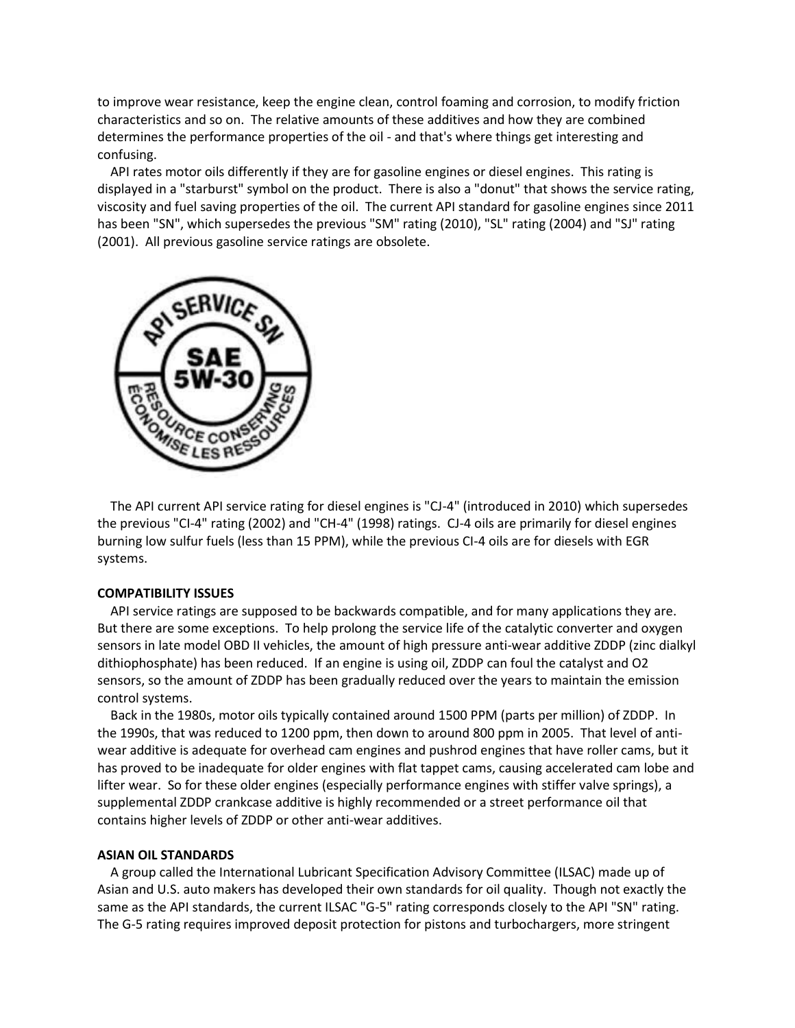to improve wear resistance, keep the engine clean, control foaming and corrosion, to modify friction characteristics and so on. The relative amounts of these additives and how they are combined determines the performance properties of the oil - and that's where things get interesting and confusing.

API rates motor oils differently if they are for gasoline engines or diesel engines. This rating is displayed in a "starburst" symbol on the product. There is also a "donut" that shows the service rating, viscosity and fuel saving properties of the oil. The current API standard for gasoline engines since 2011 has been "SN", which supersedes the previous "SM" rating (2010), "SL" rating (2004) and "SJ" rating (2001). All previous gasoline service ratings are obsolete.

The API current API service rating for diesel engines is "CJ-4" (introduced in 2010) which supersedes the previous "CI-4" rating (2002) and "CH-4" (1998) ratings. CJ-4 oils are primarily for diesel engines burning low sulfur fuels (less than 15 PPM), while the previous CI-4 oils are for diesels with EGR systems.

**COMPATIBILITY ISSUES**

API service ratings are supposed to be backwards compatible, and for many applications they are. But there are some exceptions. To help prolong the service life of the catalytic converter and oxygen sensors in late model OBD II vehicles, the amount of high pressure anti-wear additive ZDDP (zinc dialkyl dithiophosphate) has been reduced. If an engine is using oil, ZDDP can foul the catalyst and O2 sensors, so the amount of ZDDP has been gradually reduced over the years to maintain the emission control systems.

Back in the 1980s, motor oils typically contained around 1500 PPM (parts per million) of ZDDP. In the 1990s, that was reduced to 1200 ppm, then down to around 800 ppm in 2005. That level of anti-wear additive is adequate for overhead cam engines and pushrod engines that have roller cams, but it has proved to be inadequate for older engines with flat tappet cams, causing accelerated cam lobe and lifter wear. So for these older engines (especially performance engines with stiffer valve springs), a supplemental ZDDP crankcase additive is highly recommended or a street performance oil that contains higher levels of ZDDP or other anti-wear additives.

**ASIAN OIL STANDARDS**

A group called the International Lubricant Specification Advisory Committee (ILSAC) made up of Asian and U.S. auto makers has developed their own standards for oil quality. Though not exactly the same as the API standards, the current ILSAC "G-5" rating corresponds closely to the API "SN" rating. The G-5 rating requires improved deposit protection for pistons and turbochargers, more stringent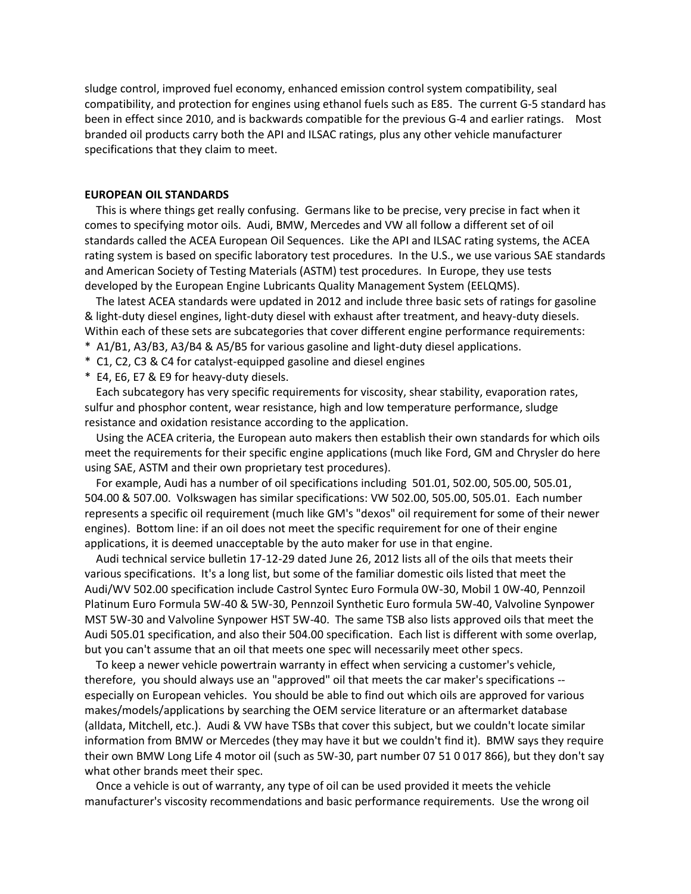sludge control, improved fuel economy, enhanced emission control system compatibility, seal compatibility, and protection for engines using ethanol fuels such as E85. The current G-5 standard has been in effect since 2010, and is backwards compatible for the previous G-4 and earlier ratings. Most branded oil products carry both the API and ILSAC ratings, plus any other vehicle manufacturer specifications that they claim to meet.

**EUROPEAN OIL STANDARDS**

This is where things get really confusing. Germans like to be precise, very precise in fact when it comes to specifying motor oils. Audi, BMW, Mercedes and VW all follow a different set of oil standards called the ACEA European Oil Sequences. Like the API and ILSAC rating systems, the ACEA rating system is based on specific laboratory test procedures. In the U.S., we use various SAE standards and American Society of Testing Materials (ASTM) test procedures. In Europe, they use tests developed by the European Engine Lubricants Quality Management System (EELQMS).

The latest ACEA standards were updated in 2012 and include three basic sets of ratings for gasoline & light-duty diesel engines, light-duty diesel with exhaust after treatment, and heavy-duty diesels. Within each of these sets are subcategories that cover different engine performance requirements:

* A1/B1, A3/B3, A3/B4 & A5/B5 for various gasoline and light-duty diesel applications.
* C1, C2, C3 & C4 for catalyst-equipped gasoline and diesel engines
* E4, E6, E7 & E9 for heavy-duty diesels.

Each subcategory has very specific requirements for viscosity, shear stability, evaporation rates, sulfur and phosphor content, wear resistance, high and low temperature performance, sludge resistance and oxidation resistance according to the application.

Using the ACEA criteria, the European auto makers then establish their own standards for which oils meet the requirements for their specific engine applications (much like Ford, GM and Chrysler do here using SAE, ASTM and their own proprietary test procedures).

For example, Audi has a number of oil specifications including 501.01, 502.00, 505.00, 505.01, 504.00 & 507.00. Volkswagen has similar specifications: VW 502.00, 505.00, 505.01. Each number represents a specific oil requirement (much like GM's "dexos" oil requirement for some of their newer engines). Bottom line: if an oil does not meet the specific requirement for one of their engine applications, it is deemed unacceptable by the auto maker for use in that engine.

Audi technical service bulletin 17-12-29 dated June 26, 2012 lists all of the oils that meets their various specifications. It's a long list, but some of the familiar domestic oils listed that meet the Audi/WV 502.00 specification include Castrol Syntec Euro Formula 0W-30, Mobil 1 0W-40, Pennzoil Platinum Euro Formula 5W-40 & 5W-30, Pennzoil Synthetic Euro formula 5W-40, Valvoline Synpower MST 5W-30 and Valvoline Synpower HST 5W-40. The same TSB also lists approved oils that meet the Audi 505.01 specification, and also their 504.00 specification. Each list is different with some overlap, but you can't assume that an oil that meets one spec will necessarily meet other specs.

To keep a newer vehicle powertrain warranty in effect when servicing a customer's vehicle, therefore, you should always use an "approved" oil that meets the car maker's specifications -- especially on European vehicles. You should be able to find out which oils are approved for various makes/models/applications by searching the OEM service literature or an aftermarket database (alldata, Mitchell, etc.). Audi & VW have TSBs that cover this subject, but we couldn't locate similar information from BMW or Mercedes (they may have it but we couldn't find it). BMW says they require their own BMW Long Life 4 motor oil (such as 5W-30, part number 07 51 0 017 866), but they don't say what other brands meet their spec.

Once a vehicle is out of warranty, any type of oil can be used provided it meets the vehicle manufacturer's viscosity recommendations and basic performance requirements. Use the wrong oil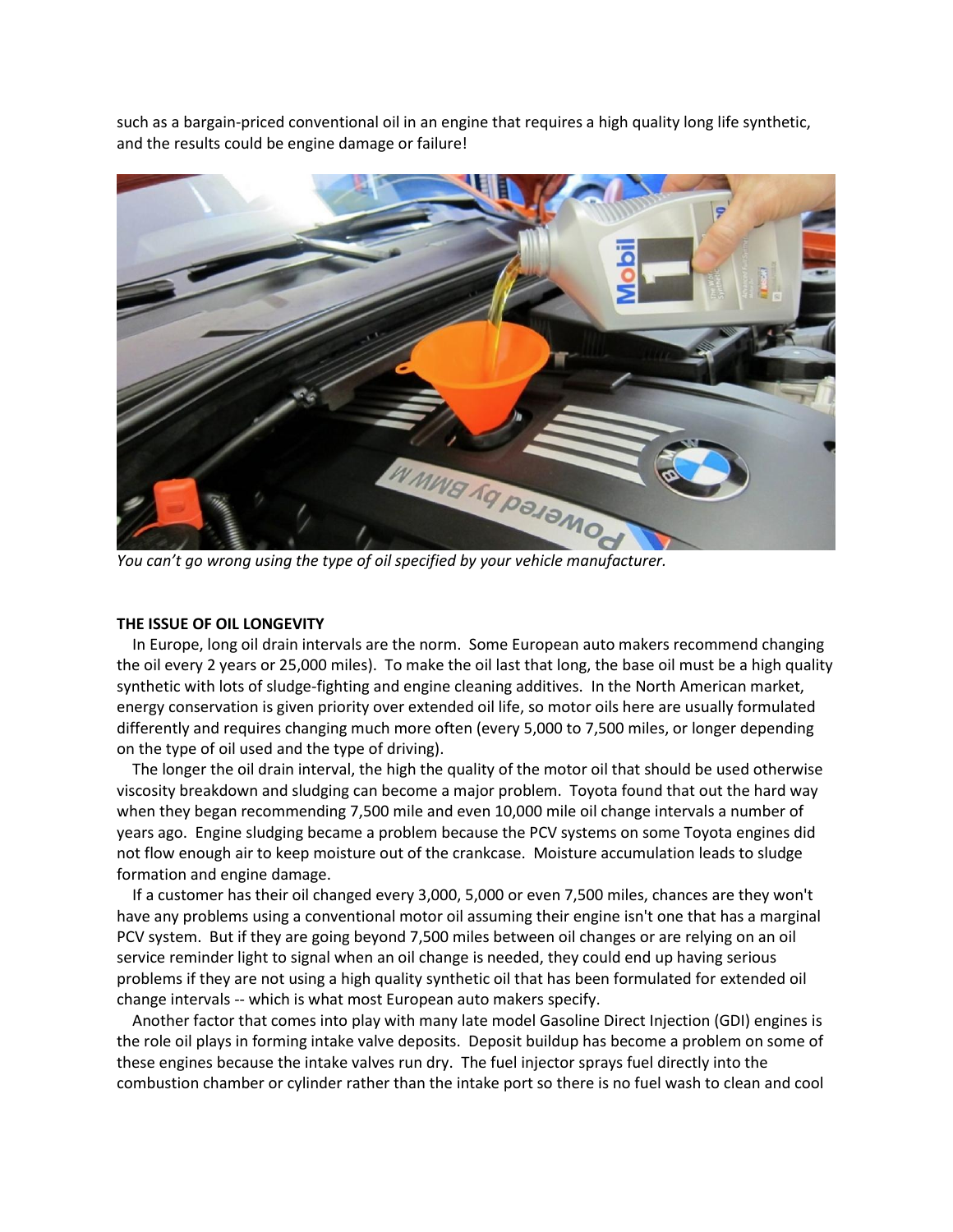such as a bargain-priced conventional oil in an engine that requires a high quality long life synthetic, and the results could be engine damage or failure!

*You can't go wrong using the type of oil specified by your vehicle manufacturer.*

**THE ISSUE OF OIL LONGEVITY**

In Europe, long oil drain intervals are the norm. Some European auto makers recommend changing the oil every 2 years or 25,000 miles). To make the oil last that long, the base oil must be a high quality synthetic with lots of sludge-fighting and engine cleaning additives. In the North American market, energy conservation is given priority over extended oil life, so motor oils here are usually formulated differently and requires changing much more often (every 5,000 to 7,500 miles, or longer depending on the type of oil used and the type of driving).

The longer the oil drain interval, the high the quality of the motor oil that should be used otherwise viscosity breakdown and sludging can become a major problem. Toyota found that out the hard way when they began recommending 7,500 mile and even 10,000 mile oil change intervals a number of years ago. Engine sludging became a problem because the PCV systems on some Toyota engines did not flow enough air to keep moisture out of the crankcase. Moisture accumulation leads to sludge formation and engine damage.

If a customer has their oil changed every 3,000, 5,000 or even 7,500 miles, chances are they won't have any problems using a conventional motor oil assuming their engine isn't one that has a marginal PCV system. But if they are going beyond 7,500 miles between oil changes or are relying on an oil service reminder light to signal when an oil change is needed, they could end up having serious problems if they are not using a high quality synthetic oil that has been formulated for extended oil change intervals -- which is what most European auto makers specify.

Another factor that comes into play with many late model Gasoline Direct Injection (GDI) engines is the role oil plays in forming intake valve deposits. Deposit buildup has become a problem on some of these engines because the intake valves run dry. The fuel injector sprays fuel directly into the combustion chamber or cylinder rather than the intake port so there is no fuel wash to clean and cool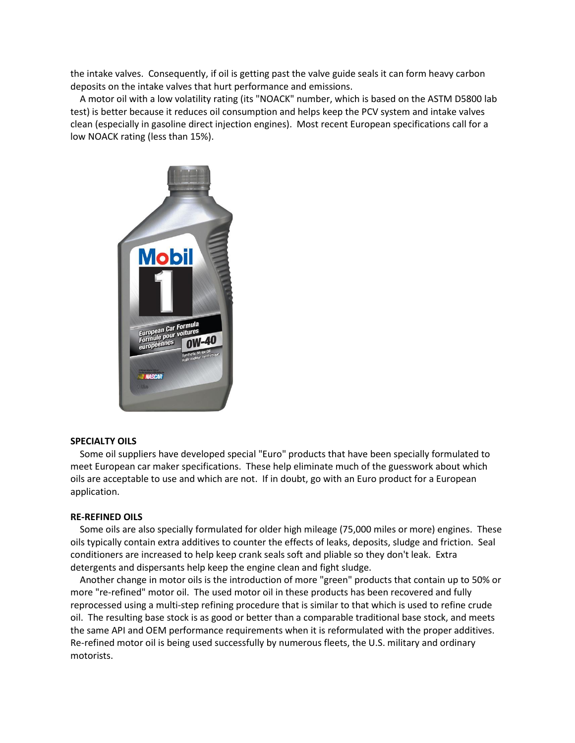the intake valves. Consequently, if oil is getting past the valve guide seals it can form heavy carbon deposits on the intake valves that hurt performance and emissions.

A motor oil with a low volatility rating (its "NOACK" number, which is based on the ASTM D5800 lab test) is better because it reduces oil consumption and helps keep the PCV system and intake valves clean (especially in gasoline direct injection engines). Most recent European specifications call for a low NOACK rating (less than 15%).

**SPECIALTY OILS**

Some oil suppliers have developed special "Euro" products that have been specially formulated to meet European car maker specifications. These help eliminate much of the guesswork about which oils are acceptable to use and which are not. If in doubt, go with an Euro product for a European application.

**RE-REFINED OILS**

Some oils are also specially formulated for older high mileage (75,000 miles or more) engines. These oils typically contain extra additives to counter the effects of leaks, deposits, sludge and friction. Seal conditioners are increased to help keep crank seals soft and pliable so they don't leak. Extra detergents and dispersants help keep the engine clean and fight sludge.

Another change in motor oils is the introduction of more "green" products that contain up to 50% or more "re-refined" motor oil. The used motor oil in these products has been recovered and fully reprocessed using a multi-step refining procedure that is similar to that which is used to refine crude oil. The resulting base stock is as good or better than a comparable traditional base stock, and meets the same API and OEM performance requirements when it is reformulated with the proper additives. Re-refined motor oil is being used successfully by numerous fleets, the U.S. military and ordinary motorists.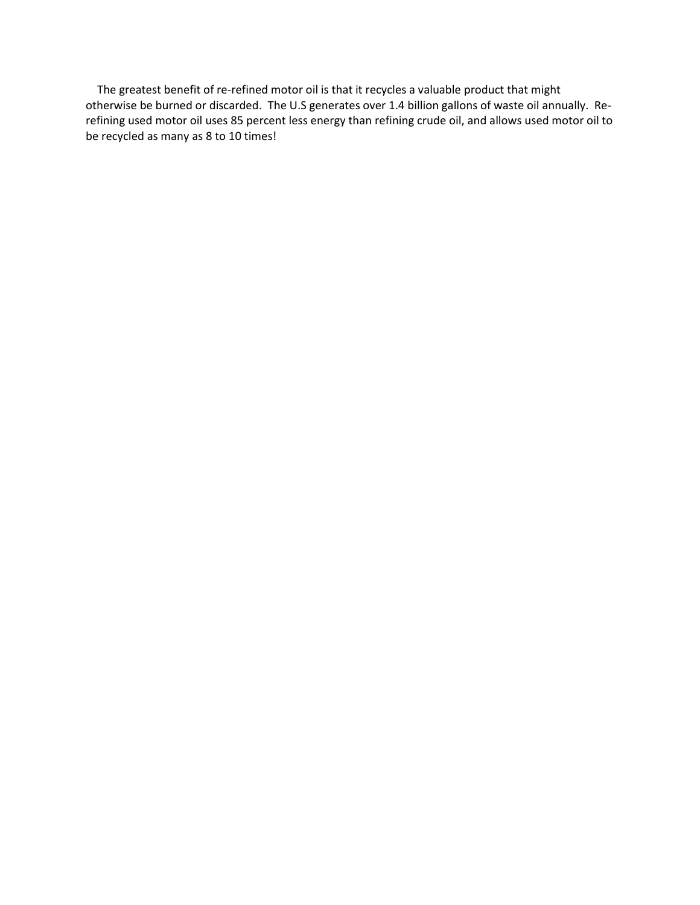The greatest benefit of re-refined motor oil is that it recycles a valuable product that might otherwise be burned or discarded. The U.S generates over 1.4 billion gallons of waste oil annually. Re-refining used motor oil uses 85 percent less energy than refining crude oil, and allows used motor oil to be recycled as many as 8 to 10 times!